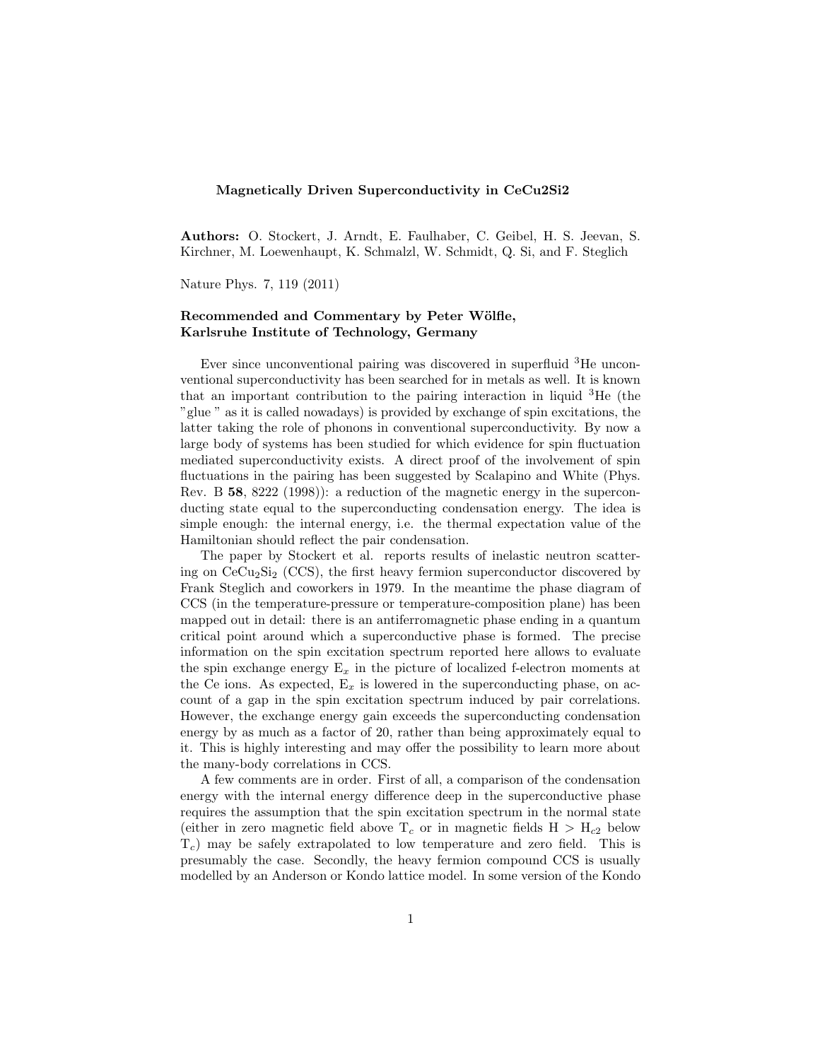# Magnetically Driven Superconductivity in CeCu2Si2

**Authors:** O. Stockert, J. Arndt, E. Faulhaber, C. Geibel, H. S. Jeevan, S. Kirchner, M. Loewenhaupt, K. Schmalzl, W. Schmidt, Q. Si, and F. Steglich

Nature Phys. 7, 119 (2011)

### Recommended and Commentary by Peter Wölfle, Karlsruhe Institute of Technology, Germany

Ever since unconventional pairing was discovered in superfluid $^3$He unconventional superconductivity has been searched for in metals as well. It is known that an important contribution to the pairing interaction in liquid $^3$He (the "glue " as it is called nowadays) is provided by exchange of spin excitations, the latter taking the role of phonons in conventional superconductivity. By now a large body of systems has been studied for which evidence for spin fluctuation mediated superconductivity exists. A direct proof of the involvement of spin fluctuations in the pairing has been suggested by Scalapino and White (Phys. Rev. B **58**, 8222 (1998)): a reduction of the magnetic energy in the superconducting state equal to the superconducting condensation energy. The idea is simple enough: the internal energy, i.e. the thermal expectation value of the Hamiltonian should reflect the pair condensation.

The paper by Stockert et al. reports results of inelastic neutron scattering on $CeCu_2Si_2$ (CCS), the first heavy fermion superconductor discovered by Frank Steglich and coworkers in 1979. In the meantime the phase diagram of CCS (in the temperature-pressure or temperature-composition plane) has been mapped out in detail: there is an antiferromagnetic phase ending in a quantum critical point around which a superconductive phase is formed. The precise information on the spin excitation spectrum reported here allows to evaluate the spin exchange energy $E_x$ in the picture of localized f-electron moments at the Ce ions. As expected, $E_x$ is lowered in the superconducting phase, on account of a gap in the spin excitation spectrum induced by pair correlations. However, the exchange energy gain exceeds the superconducting condensation energy by as much as a factor of 20, rather than being approximately equal to it. This is highly interesting and may offer the possibility to learn more about the many-body correlations in CCS.

A few comments are in order. First of all, a comparison of the condensation energy with the internal energy difference deep in the superconductive phase requires the assumption that the spin excitation spectrum in the normal state (either in zero magnetic field above $T_c$ or in magnetic fields $H > H_{c2}$ below $T_c$) may be safely extrapolated to low temperature and zero field. This is presumably the case. Secondly, the heavy fermion compound CCS is usually modelled by an Anderson or Kondo lattice model. In some version of the Kondo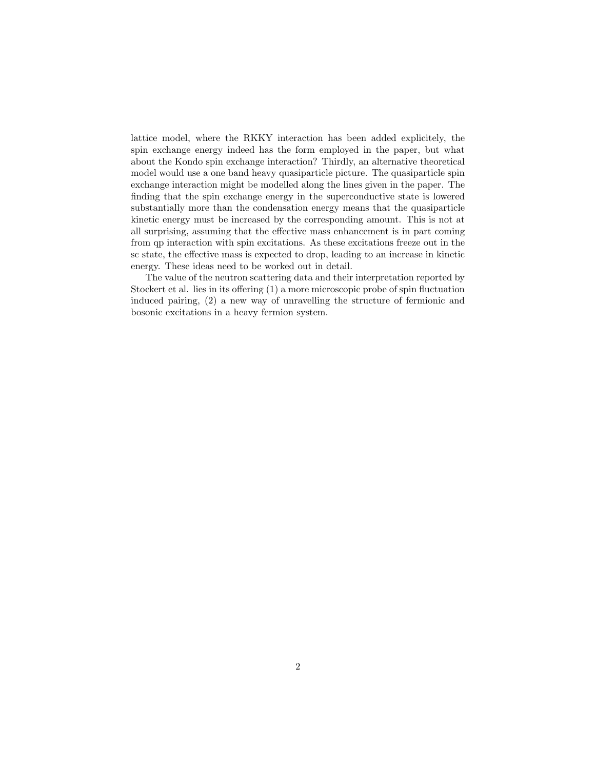lattice model, where the RKKY interaction has been added explicitely, the spin exchange energy indeed has the form employed in the paper, but what about the Kondo spin exchange interaction? Thirdly, an alternative theoretical model would use a one band heavy quasiparticle picture. The quasiparticle spin exchange interaction might be modelled along the lines given in the paper. The finding that the spin exchange energy in the superconductive state is lowered substantially more than the condensation energy means that the quasiparticle kinetic energy must be increased by the corresponding amount. This is not at all surprising, assuming that the effective mass enhancement is in part coming from qp interaction with spin excitations. As these excitations freeze out in the sc state, the effective mass is expected to drop, leading to an increase in kinetic energy. These ideas need to be worked out in detail.

The value of the neutron scattering data and their interpretation reported by Stockert et al. lies in its offering (1) a more microscopic probe of spin fluctuation induced pairing, (2) a new way of unravelling the structure of fermionic and bosonic excitations in a heavy fermion system.